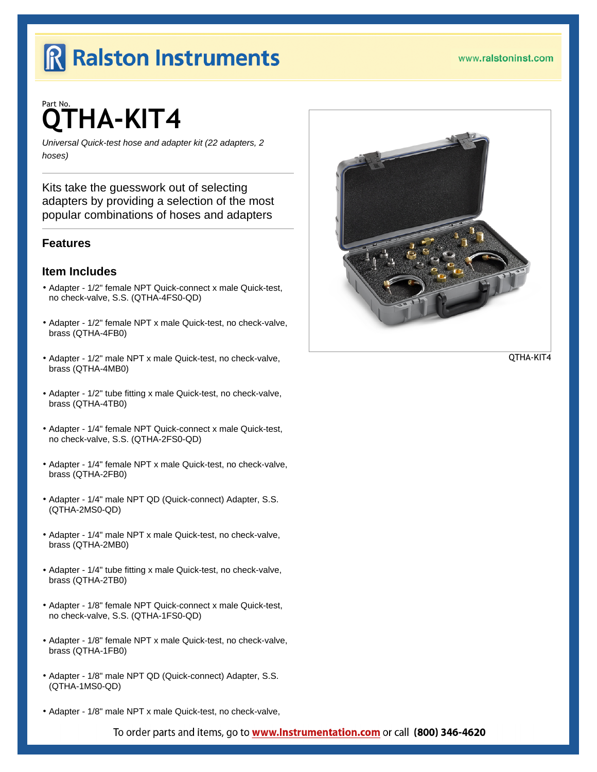# Ralston Instruments

www.ralstoninst.com

Part No.

# QTHA-KIT4

*Universal Quick-test hose and adapter kit (22 adapters, 2 hoses)*

Kits take the guesswork out of selecting adapters by providing a selection of the most popular combinations of hoses and adapters

QTHA-KIT4

## Features

## Item Includes

- Adapter - 1/2" female NPT Quick-connect x male Quick-test, no check-valve, S.S. (QTHA-4FS0-QD)
- Adapter - 1/2" female NPT x male Quick-test, no check-valve, brass (QTHA-4FB0)
- Adapter - 1/2" male NPT x male Quick-test, no check-valve, brass (QTHA-4MB0)
- Adapter - 1/2" tube fitting x male Quick-test, no check-valve, brass (QTHA-4TB0)
- Adapter - 1/4" female NPT Quick-connect x male Quick-test, no check-valve, S.S. (QTHA-2FS0-QD)
- Adapter - 1/4" female NPT x male Quick-test, no check-valve, brass (QTHA-2FB0)
- Adapter - 1/4" male NPT QD (Quick-connect) Adapter, S.S. (QTHA-2MS0-QD)
- Adapter - 1/4" male NPT x male Quick-test, no check-valve, brass (QTHA-2MB0)
- Adapter - 1/4" tube fitting x male Quick-test, no check-valve, brass (QTHA-2TB0)
- Adapter - 1/8" female NPT Quick-connect x male Quick-test, no check-valve, S.S. (QTHA-1FS0-QD)
- Adapter - 1/8" female NPT x male Quick-test, no check-valve, brass (QTHA-1FB0)
- Adapter - 1/8" male NPT QD (Quick-connect) Adapter, S.S. (QTHA-1MS0-QD)
- Adapter - 1/8" male NPT x male Quick-test, no check-valve,

To order parts and items, go to **www.Instrumentation.com** or call **(800) 346-4620**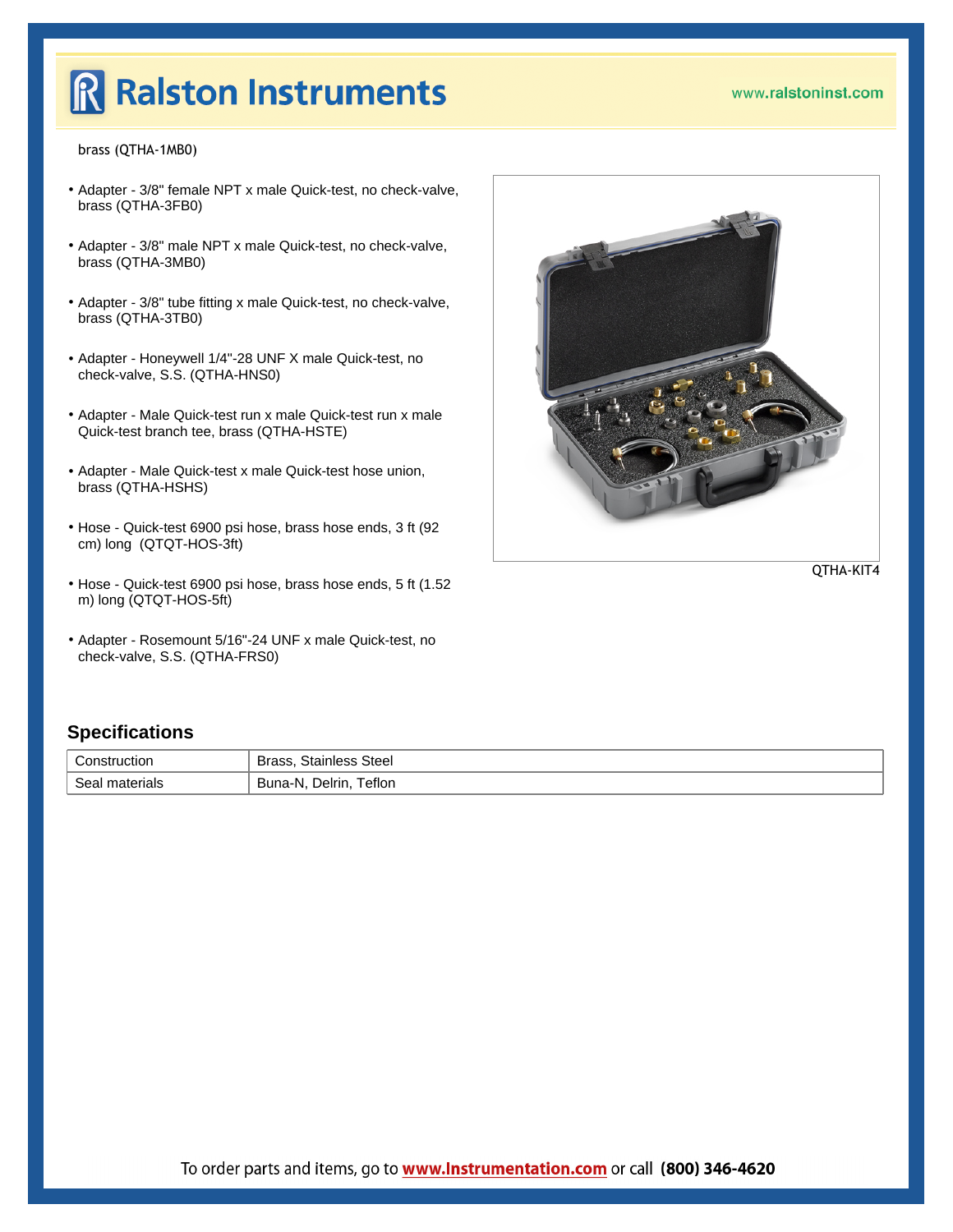brass (QTHA-1MB0)

- Adapter - 3/8" female NPT x male Quick-test, no check-valve, brass (QTHA-3FB0)
- Adapter - 3/8" male NPT x male Quick-test, no check-valve, brass (QTHA-3MB0)
- Adapter - 3/8" tube fitting x male Quick-test, no check-valve, brass (QTHA-3TB0)
- Adapter - Honeywell 1/4"-28 UNF X male Quick-test, no check-valve, S.S. (QTHA-HNS0)
- Adapter - Male Quick-test run x male Quick-test run x male Quick-test branch tee, brass (QTHA-HSTE)
- Adapter - Male Quick-test x male Quick-test hose union, brass (QTHA-HSHS)
- Hose - Quick-test 6900 psi hose, brass hose ends, 3 ft (92 cm) long (QTQT-HOS-3ft)
- Hose - Quick-test 6900 psi hose, brass hose ends, 5 ft (1.52 m) long (QTQT-HOS-5ft)
- Adapter - Rosemount 5/16"-24 UNF x male Quick-test, no check-valve, S.S. (QTHA-FRS0)

QTHA-KIT4

## Specifications

| | |
|---|---|
| Construction | Brass, Stainless Steel |
| Seal materials | Buna-N, Delrin, Teflon |

To order parts and items, go to **www.Instrumentation.com** or call **(800) 346-4620**